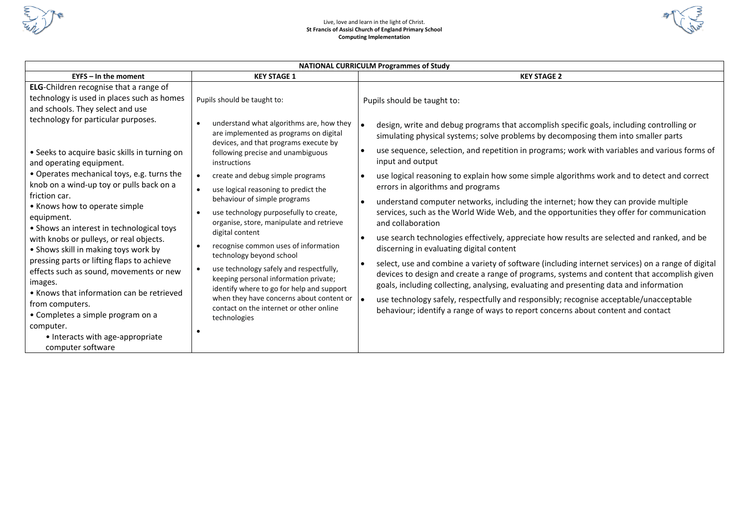Live, love and learn in the light of Christ.

**St Francis of Assisi Church of England Primary School**

**Computing Implementation**

| **NATIONAL CURRICULM Programmes of Study** | | |
|---|---|---|
| **EYFS – In the moment** | **KEY STAGE 1** | **KEY STAGE 2** |
| **ELG**-Children recognise that a range of technology is used in places such as homes and schools. They select and use technology for particular purposes.<br><br>• Seeks to acquire basic skills in turning on and operating equipment.<br>• Operates mechanical toys, e.g. turns the knob on a wind-up toy or pulls back on a friction car.<br>• Knows how to operate simple equipment.<br>• Shows an interest in technological toys with knobs or pulleys, or real objects.<br>• Shows skill in making toys work by pressing parts or lifting flaps to achieve effects such as sound, movements or new images.<br>• Knows that information can be retrieved from computers.<br>• Completes a simple program on a computer.<br>• Interacts with age-appropriate computer software | Pupils should be taught to:<br><br>• understand what algorithms are, how they are implemented as programs on digital devices, and that programs execute by following precise and unambiguous instructions<br>• create and debug simple programs<br>• use logical reasoning to predict the behaviour of simple programs<br>• use technology purposefully to create, organise, store, manipulate and retrieve digital content<br>• recognise common uses of information technology beyond school<br>• use technology safely and respectfully, keeping personal information private; identify where to go for help and support when they have concerns about content or contact on the internet or other online technologies<br>• | Pupils should be taught to:<br><br>• design, write and debug programs that accomplish specific goals, including controlling or simulating physical systems; solve problems by decomposing them into smaller parts<br>• use sequence, selection, and repetition in programs; work with variables and various forms of input and output<br>• use logical reasoning to explain how some simple algorithms work and to detect and correct errors in algorithms and programs<br>• understand computer networks, including the internet; how they can provide multiple services, such as the World Wide Web, and the opportunities they offer for communication and collaboration<br>• use search technologies effectively, appreciate how results are selected and ranked, and be discerning in evaluating digital content<br>• select, use and combine a variety of software (including internet services) on a range of digital devices to design and create a range of programs, systems and content that accomplish given goals, including collecting, analysing, evaluating and presenting data and information<br>• use technology safely, respectfully and responsibly; recognise acceptable/unacceptable behaviour; identify a range of ways to report concerns about content and contact |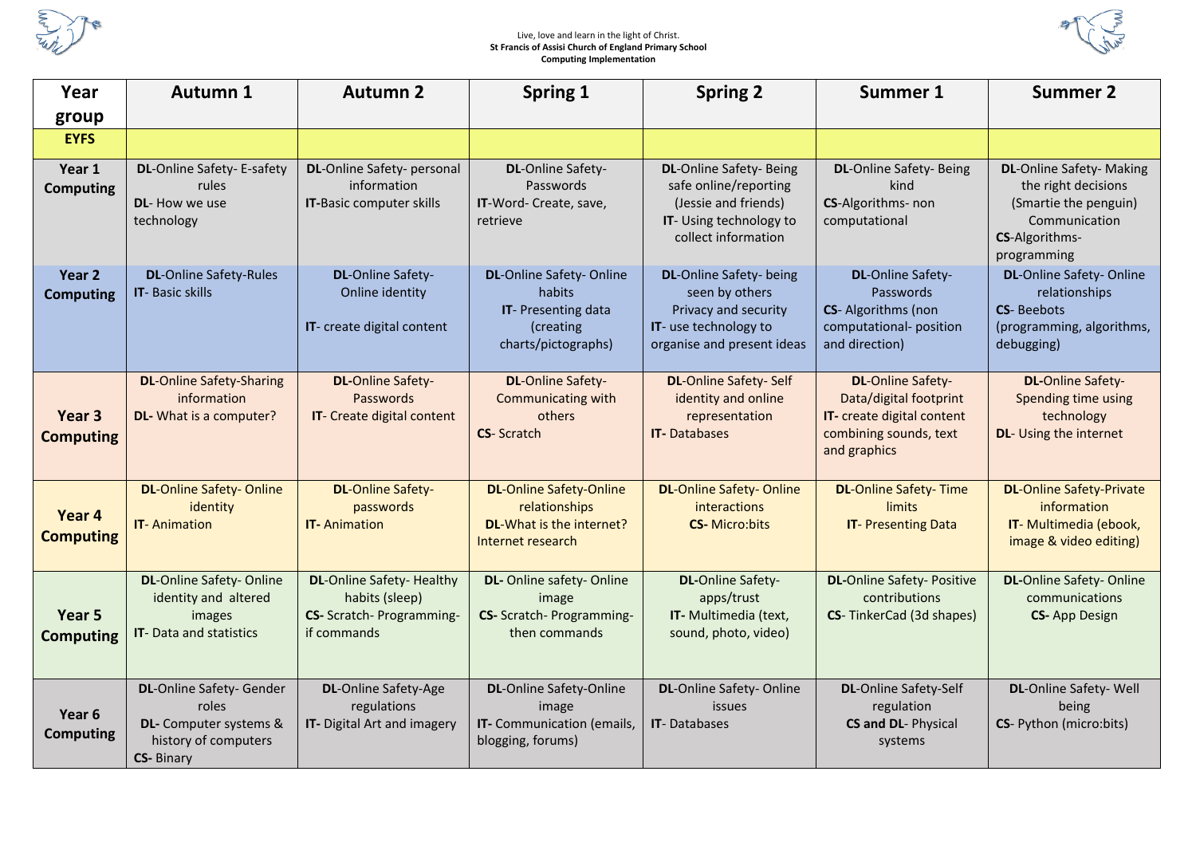Live, love and learn in the light of Christ.
**St Francis of Assisi Church of England Primary School**
**Computing Implementation**

| Year group | Autumn 1 | Autumn 2 | Spring 1 | Spring 2 | Summer 1 | Summer 2 |
|---|---|---|---|---|---|---|
| **EYFS** | | | | | | |
| **Year 1 Computing** | **DL**-Online Safety- E-safety rules<br>**DL**- How we use technology | **DL**-Online Safety- personal information<br>**IT-**Basic computer skills | **DL**-Online Safety- Passwords<br>**IT**-Word- Create, save, retrieve | **DL**-Online Safety- Being safe online/reporting (Jessie and friends)<br>**IT**- Using technology to collect information | **DL**-Online Safety- Being kind<br>**CS**-Algorithms- non computational | **DL**-Online Safety- Making the right decisions (Smartie the penguin) Communication<br>**CS**-Algorithms- programming |
| **Year 2 Computing** | **DL**-Online Safety-Rules<br>**IT**- Basic skills | **DL**-Online Safety- Online identity<br><br>**IT**- create digital content | **DL**-Online Safety- Online habits<br>**IT**- Presenting data (creating charts/pictographs) | **DL**-Online Safety- being seen by others<br>Privacy and security<br>**IT**- use technology to organise and present ideas | **DL**-Online Safety- Passwords<br>**CS**- Algorithms (non computational- position and direction) | **DL**-Online Safety- Online relationships<br>**CS**- Beebots (programming, algorithms, debugging) |
| **Year 3 Computing** | **DL**-Online Safety-Sharing information<br>**DL-** What is a computer? | **DL**-Online Safety- Passwords<br>**IT**- Create digital content | **DL**-Online Safety- Communicating with others<br>**CS**- Scratch | **DL**-Online Safety- Self identity and online representation<br>**IT-** Databases | **DL**-Online Safety- Data/digital footprint<br>**IT-** create digital content combining sounds, text and graphics | **DL**-Online Safety- Spending time using technology<br>**DL**- Using the internet |
| **Year 4 Computing** | **DL**-Online Safety- Online identity<br>**IT**- Animation | **DL**-Online Safety- passwords<br>**IT-** Animation | **DL**-Online Safety-Online relationships<br>**DL**-What is the internet? Internet research | **DL**-Online Safety- Online interactions<br>**CS-** Micro:bits | **DL**-Online Safety- Time limits<br>**IT**- Presenting Data | **DL**-Online Safety-Private information<br>**IT**- Multimedia (ebook, image & video editing) |
| **Year 5 Computing** | **DL**-Online Safety- Online identity and altered images<br>**IT**- Data and statistics | **DL**-Online Safety- Healthy habits (sleep)<br>**CS-** Scratch- Programming- if commands | **DL-** Online safety- Online image<br>**CS-** Scratch- Programming- then commands | **DL**-Online Safety- apps/trust<br>**IT-** Multimedia (text, sound, photo, video) | **DL**-Online Safety- Positive contributions<br>**CS**- TinkerCad (3d shapes) | **DL**-Online Safety- Online communications<br>**CS-** App Design |
| **Year 6 Computing** | **DL**-Online Safety- Gender roles<br>**DL-** Computer systems & history of computers<br>**CS-** Binary | **DL**-Online Safety-Age regulations<br>**IT-** Digital Art and imagery | **DL**-Online Safety-Online image<br>**IT-** Communication (emails, blogging, forums) | **DL**-Online Safety- Online issues<br>**IT**- Databases | **DL**-Online Safety-Self regulation<br>**CS and DL**- Physical systems | **DL**-Online Safety- Well being<br>**CS**- Python (micro:bits) |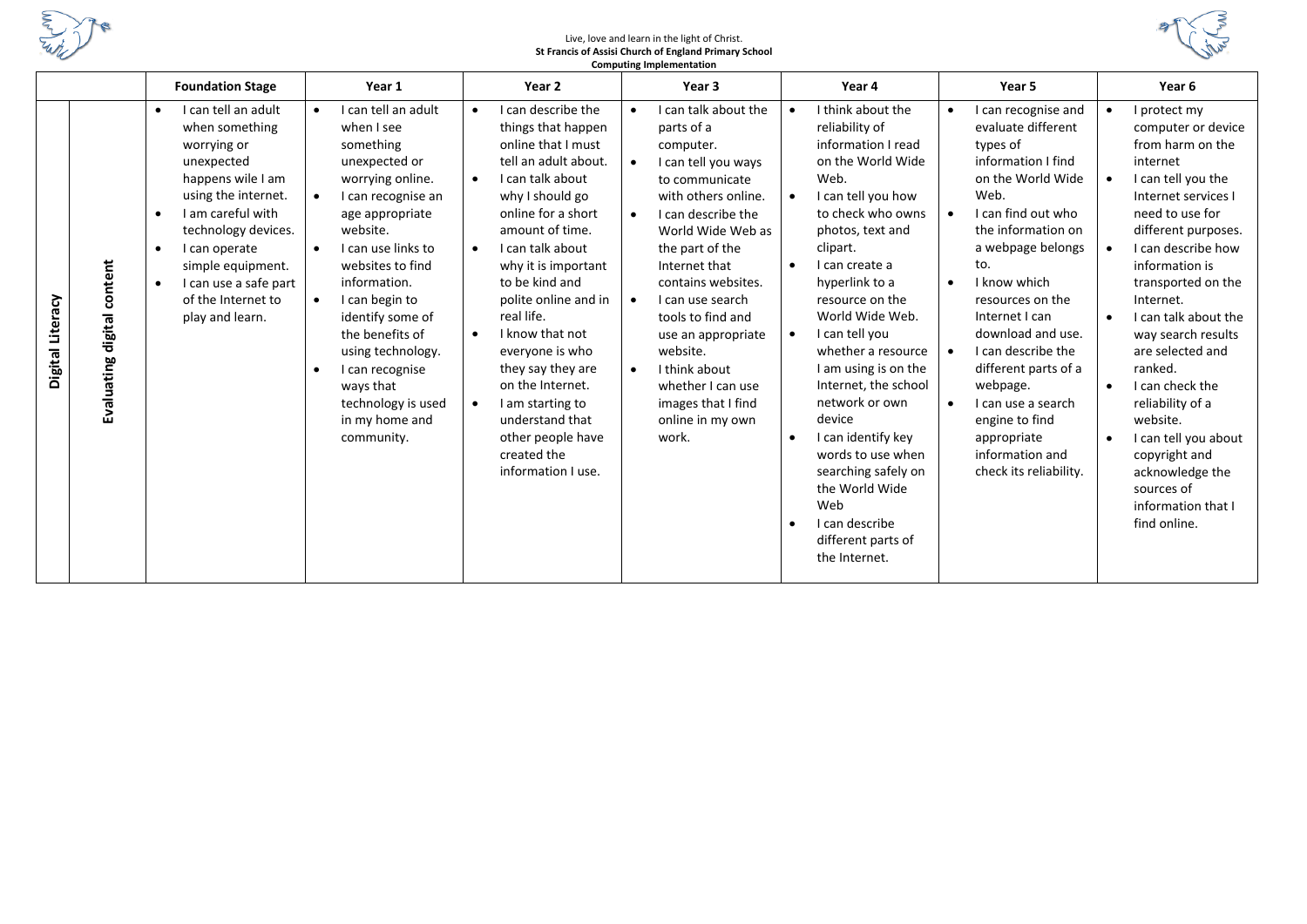Live, love and learn in the light of Christ.

**St Francis of Assisi Church of England Primary School**

**Computing Implementation**

| | | Foundation Stage | Year 1 | Year 2 | Year 3 | Year 4 | Year 5 | Year 6 |
|---|---|---|---|---|---|---|---|---|
| **Digital Literacy** | **Evaluating digital content** | • I can tell an adult when something worrying or unexpected happens wile I am using the internet.<br>• I am careful with technology devices.<br>• I can operate simple equipment.<br>• I can use a safe part of the Internet to play and learn. | • I can tell an adult when I see something unexpected or worrying online.<br>• I can recognise an age appropriate website.<br>• I can use links to websites to find information.<br>• I can begin to identify some of the benefits of using technology.<br>• I can recognise ways that technology is used in my home and community. | • I can describe the things that happen online that I must tell an adult about.<br>• I can talk about why I should go online for a short amount of time.<br>• I can talk about why it is important to be kind and polite online and in real life.<br>• I know that not everyone is who they say they are on the Internet.<br>• I am starting to understand that other people have created the information I use. | • I can talk about the parts of a computer.<br>• I can tell you ways to communicate with others online.<br>• I can describe the World Wide Web as the part of the Internet that contains websites.<br>• I can use search tools to find and use an appropriate website.<br>• I think about whether I can use images that I find online in my own work. | • I think about the reliability of information I read on the World Wide Web.<br>• I can tell you how to check who owns photos, text and clipart.<br>• I can create a hyperlink to a resource on the World Wide Web.<br>• I can tell you whether a resource I am using is on the Internet, the school network or own device<br>• I can identify key words to use when searching safely on the World Wide Web<br>• I can describe different parts of the Internet. | • I can recognise and evaluate different types of information I find on the World Wide Web.<br>• I can find out who the information on a webpage belongs to.<br>• I know which resources on the Internet I can download and use.<br>• I can describe the different parts of a webpage.<br>• I can use a search engine to find appropriate information and check its reliability. | • I protect my computer or device from harm on the internet<br>• I can tell you the Internet services I need to use for different purposes.<br>• I can describe how information is transported on the Internet.<br>• I can talk about the way search results are selected and ranked.<br>• I can check the reliability of a website.<br>• I can tell you about copyright and acknowledge the sources of information that I find online. |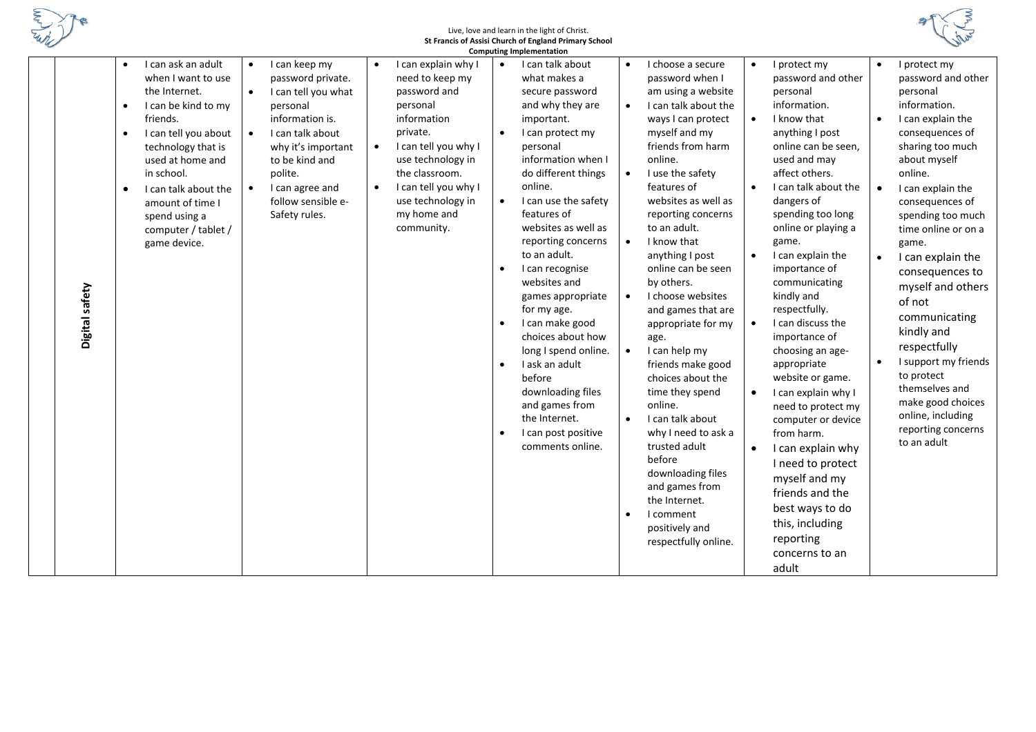Live, love and learn in the light of Christ.
**St Francis of Assisi Church of England Primary School**
**Computing Implementation**

| | | | | | | | |
|---|---|---|---|---|---|---|---|
| **Digital safety** | • I can ask an adult when I want to use the Internet.<br>• I can be kind to my friends.<br>• I can tell you about technology that is used at home and in school.<br>• I can talk about the amount of time I spend using a computer / tablet / game device. | • I can keep my password private.<br>• I can tell you what personal information is.<br>• I can talk about why it's important to be kind and polite.<br>• I can agree and follow sensible e-Safety rules. | • I can explain why I need to keep my password and personal information private.<br>• I can tell you why I use technology in the classroom.<br>• I can tell you why I use technology in my home and community. | • I can talk about what makes a secure password and why they are important.<br>• I can protect my personal information when I do different things online.<br>• I can use the safety features of websites as well as reporting concerns to an adult.<br>• I can recognise websites and games appropriate for my age.<br>• I can make good choices about how long I spend online.<br>• I ask an adult before downloading files and games from the Internet.<br>• I can post positive comments online. | • I choose a secure password when I am using a website<br>• I can talk about the ways I can protect myself and my friends from harm online.<br>• I use the safety features of websites as well as reporting concerns to an adult.<br>• I know that anything I post online can be seen by others.<br>• I choose websites and games that are appropriate for my age.<br>• I can help my friends make good choices about the time they spend online.<br>• I can talk about why I need to ask a trusted adult before downloading files and games from the Internet.<br>• I comment positively and respectfully online. | • I protect my password and other personal information.<br>• I know that anything I post online can be seen, used and may affect others.<br>• I can talk about the dangers of spending too long online or playing a game.<br>• I can explain the importance of communicating kindly and respectfully.<br>• I can discuss the importance of choosing an age-appropriate website or game.<br>• I can explain why I need to protect my computer or device from harm.<br>• I can explain why I need to protect myself and my friends and the best ways to do this, including reporting concerns to an adult | • I protect my password and other personal information.<br>• I can explain the consequences of sharing too much about myself online.<br>• I can explain the consequences of spending too much time online or on a game.<br>• I can explain the consequences to myself and others of not communicating kindly and respectfully<br>• I support my friends to protect themselves and make good choices online, including reporting concerns to an adult |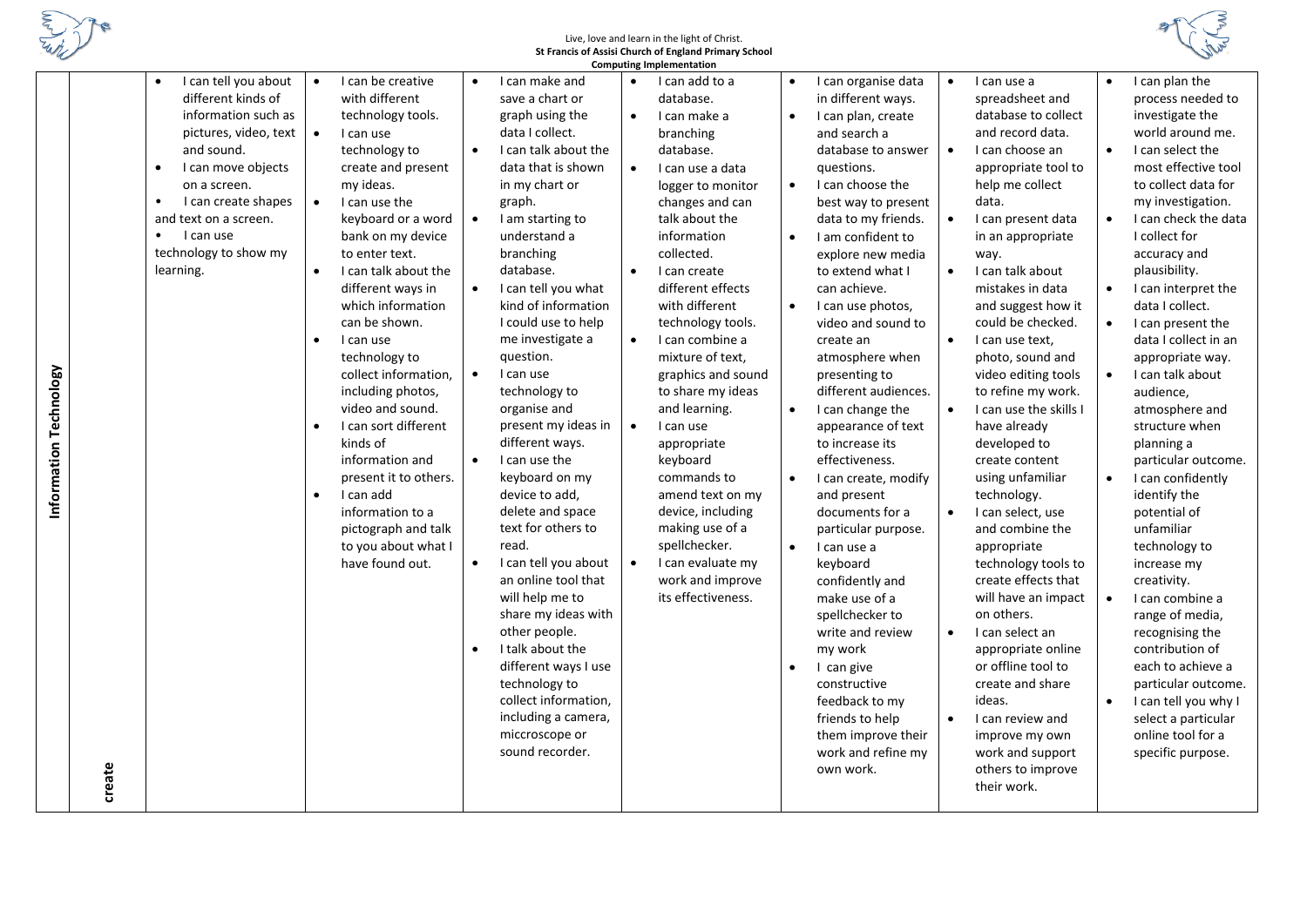Live, love and learn in the light of Christ.

**St Francis of Assisi Church of England Primary School**

**Computing Implementation**

| **Information Technology** | **create** | | | | | | | |
|---|---|---|---|---|---|---|---|---|
| | | • I can tell you about different kinds of information such as pictures, video, text and sound.<br>• I can move objects on a screen.<br>• I can create shapes and text on a screen.<br>• I can use technology to show my learning. | • I can be creative with different technology tools.<br>• I can use technology to create and present my ideas.<br>• I can use the keyboard or a word bank on my device to enter text.<br>• I can talk about the different ways in which information can be shown.<br>• I can use technology to collect information, including photos, video and sound.<br>• I can sort different kinds of information and present it to others.<br>• I can add information to a pictograph and talk to you about what I have found out. | • I can make and save a chart or graph using the data I collect.<br>• I can talk about the data that is shown in my chart or graph.<br>• I am starting to understand a branching database.<br>• I can tell you what kind of information I could use to help me investigate a question.<br>• I can use technology to organise and present my ideas in different ways.<br>• I can use the keyboard on my device to add, delete and space text for others to read.<br>• I can tell you about an online tool that will help me to share my ideas with other people.<br>• I talk about the different ways I use technology to collect information, including a camera, miccroscope or sound recorder. | • I can add to a database.<br>• I can make a branching database.<br>• I can use a data logger to monitor changes and can talk about the information collected.<br>• I can create different effects with different technology tools.<br>• I can combine a mixture of text, graphics and sound to share my ideas and learning.<br>• I can use appropriate keyboard commands to amend text on my device, including making use of a spellchecker.<br>• I can evaluate my work and improve its effectiveness. | • I can organise data in different ways.<br>• I can plan, create and search a database to answer questions.<br>• I can choose the best way to present data to my friends.<br>• I am confident to explore new media to extend what I can achieve.<br>• I can use photos, video and sound to create an atmosphere when presenting to different audiences.<br>• I can change the appearance of text to increase its effectiveness.<br>• I can create, modify and present documents for a particular purpose.<br>• I can use a keyboard confidently and make use of a spellchecker to write and review my work<br>• I can give constructive feedback to my friends to help them improve their work and refine my own work. | • I can use a spreadsheet and database to collect and record data.<br>• I can choose an appropriate tool to help me collect data.<br>• I can present data in an appropriate way.<br>• I can talk about mistakes in data and suggest how it could be checked.<br>• I can use text, photo, sound and video editing tools to refine my work.<br>• I can use the skills I have already developed to create content using unfamiliar technology.<br>• I can select, use and combine the appropriate technology tools to create effects that will have an impact on others.<br>• I can select an appropriate online or offline tool to create and share ideas.<br>• I can review and improve my own work and support others to improve their work. | • I can plan the process needed to investigate the world around me.<br>• I can select the most effective tool to collect data for my investigation.<br>• I can check the data I collect for accuracy and plausibility.<br>• I can interpret the data I collect.<br>• I can present the data I collect in an appropriate way.<br>• I can talk about audience, atmosphere and structure when planning a particular outcome.<br>• I can confidently identify the potential of unfamiliar technology to increase my creativity.<br>• I can combine a range of media, recognising the contribution of each to achieve a particular outcome.<br>• I can tell you why I select a particular online tool for a specific purpose. |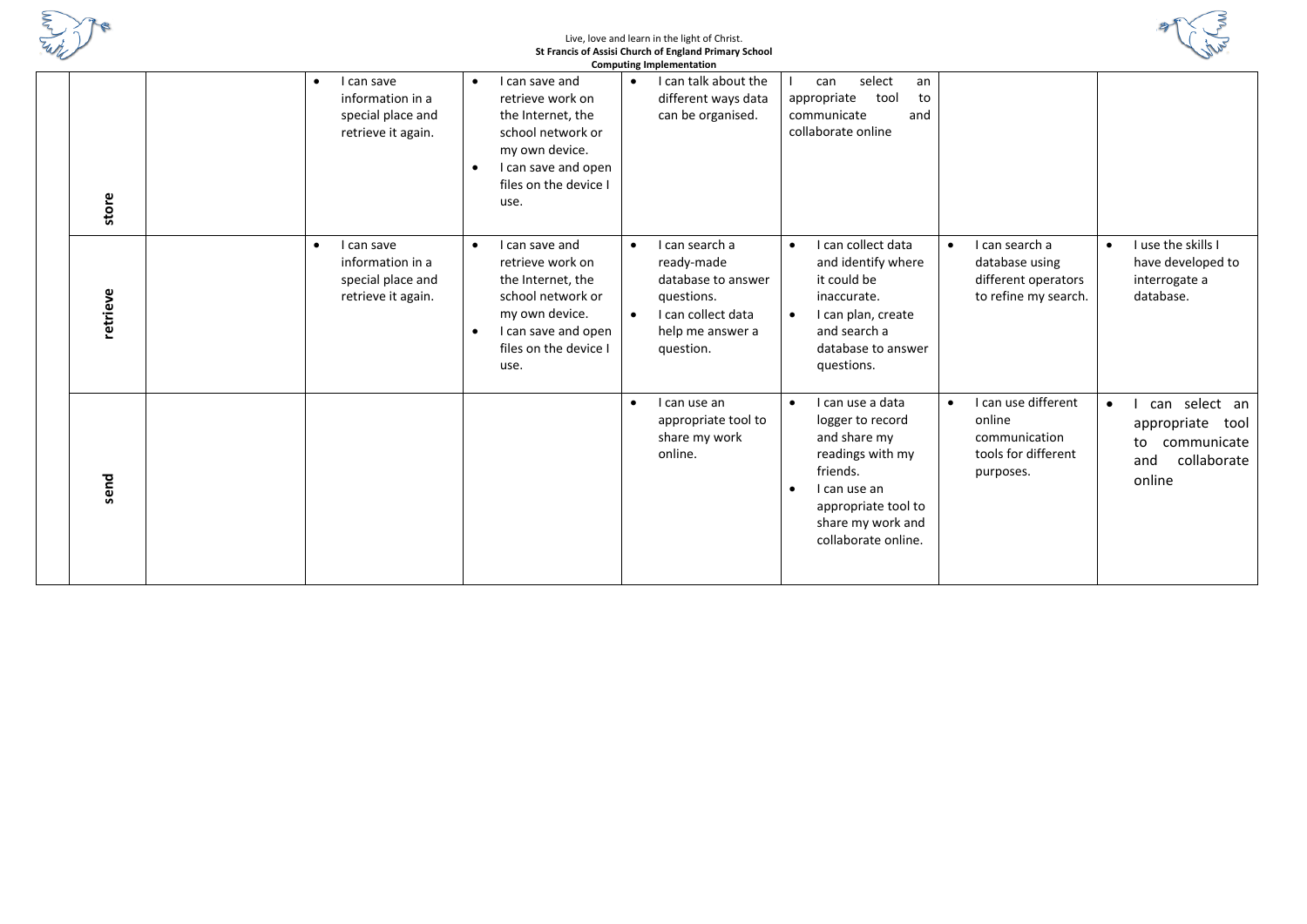| | | | | | | | | |
|---|---|---|---|---|---|---|---|---|
| | store | | • I can save information in a special place and retrieve it again. | • I can save and retrieve work on the Internet, the school network or my own device.<br>• I can save and open files on the device I use. | • I can talk about the different ways data can be organised. | I can select an appropriate tool to communicate and collaborate online | | |
| | retrieve | | • I can save information in a special place and retrieve it again. | • I can save and retrieve work on the Internet, the school network or my own device.<br>• I can save and open files on the device I use. | • I can search a ready-made database to answer questions.<br>• I can collect data help me answer a question. | • I can collect data and identify where it could be inaccurate.<br>• I can plan, create and search a database to answer questions. | • I can search a database using different operators to refine my search. | • I use the skills I have developed to interrogate a database. |
| | send | | | | • I can use an appropriate tool to share my work online. | • I can use a data logger to record and share my readings with my friends.<br>• I can use an appropriate tool to share my work and collaborate online. | • I can use different online communication tools for different purposes. | • I can select an appropriate tool to communicate and collaborate online |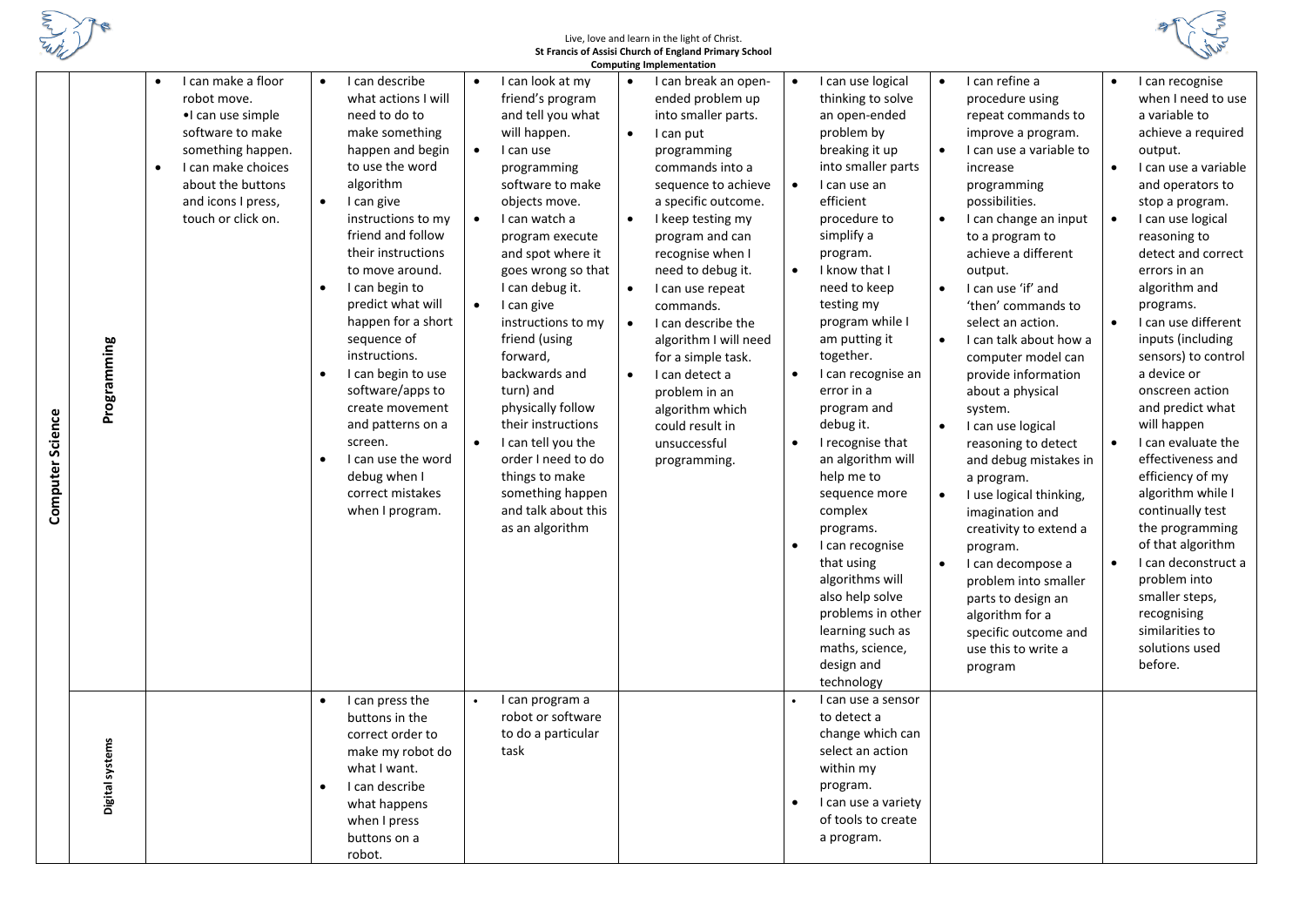Live, love and learn in the light of Christ.

**St Francis of Assisi Church of England Primary School**

**Computing Implementation**

| | | | | | | | | |
|---|---|---|---|---|---|---|---|---|
| **Computer Science** | **Programming** | • I can make a floor robot move. •I can use simple software to make something happen. • I can make choices about the buttons and icons I press, touch or click on. | • I can describe what actions I will need to do to make something happen and begin to use the word algorithm • I can give instructions to my friend and follow their instructions to move around. • I can begin to predict what will happen for a short sequence of instructions. • I can begin to use software/apps to create movement and patterns on a screen. • I can use the word debug when I correct mistakes when I program. | • I can look at my friend's program and tell you what will happen. • I can use programming software to make objects move. • I can watch a program execute and spot where it goes wrong so that I can debug it. • I can give instructions to my friend (using forward, backwards and turn) and physically follow their instructions • I can tell you the order I need to do things to make something happen and talk about this as an algorithm | • I can break an open-ended problem up into smaller parts. • I can put programming commands into a sequence to achieve a specific outcome. • I keep testing my program and can recognise when I need to debug it. • I can use repeat commands. • I can describe the algorithm I will need for a simple task. • I can detect a problem in an algorithm which could result in unsuccessful programming. | • I can use logical thinking to solve an open-ended problem by breaking it up into smaller parts • I can use an efficient procedure to simplify a program. • I know that I need to keep testing my program while I am putting it together. • I can recognise an error in a program and debug it. • I recognise that an algorithm will help me to sequence more complex programs. • I can recognise that using algorithms will also help solve problems in other learning such as maths, science, design and technology | • I can refine a procedure using repeat commands to improve a program. • I can use a variable to increase programming possibilities. • I can change an input to a program to achieve a different output. • I can use 'if' and 'then' commands to select an action. • I can talk about how a computer model can provide information about a physical system. • I can use logical reasoning to detect and debug mistakes in a program. • I use logical thinking, imagination and creativity to extend a program. • I can decompose a problem into smaller parts to design an algorithm for a specific outcome and use this to write a program | • I can recognise when I need to use a variable to achieve a required output. • I can use a variable and operators to stop a program. • I can use logical reasoning to detect and correct errors in an algorithm and programs. • I can use different inputs (including sensors) to control a device or onscreen action and predict what will happen • I can evaluate the effectiveness and efficiency of my algorithm while I continually test the programming of that algorithm • I can deconstruct a problem into smaller steps, recognising similarities to solutions used before. |
| | **Digital systems** | | • I can press the buttons in the correct order to make my robot do what I want. • I can describe what happens when I press buttons on a robot. | • I can program a robot or software to do a particular task | | • I can use a sensor to detect a change which can select an action within my program. • I can use a variety of tools to create a program. | | |